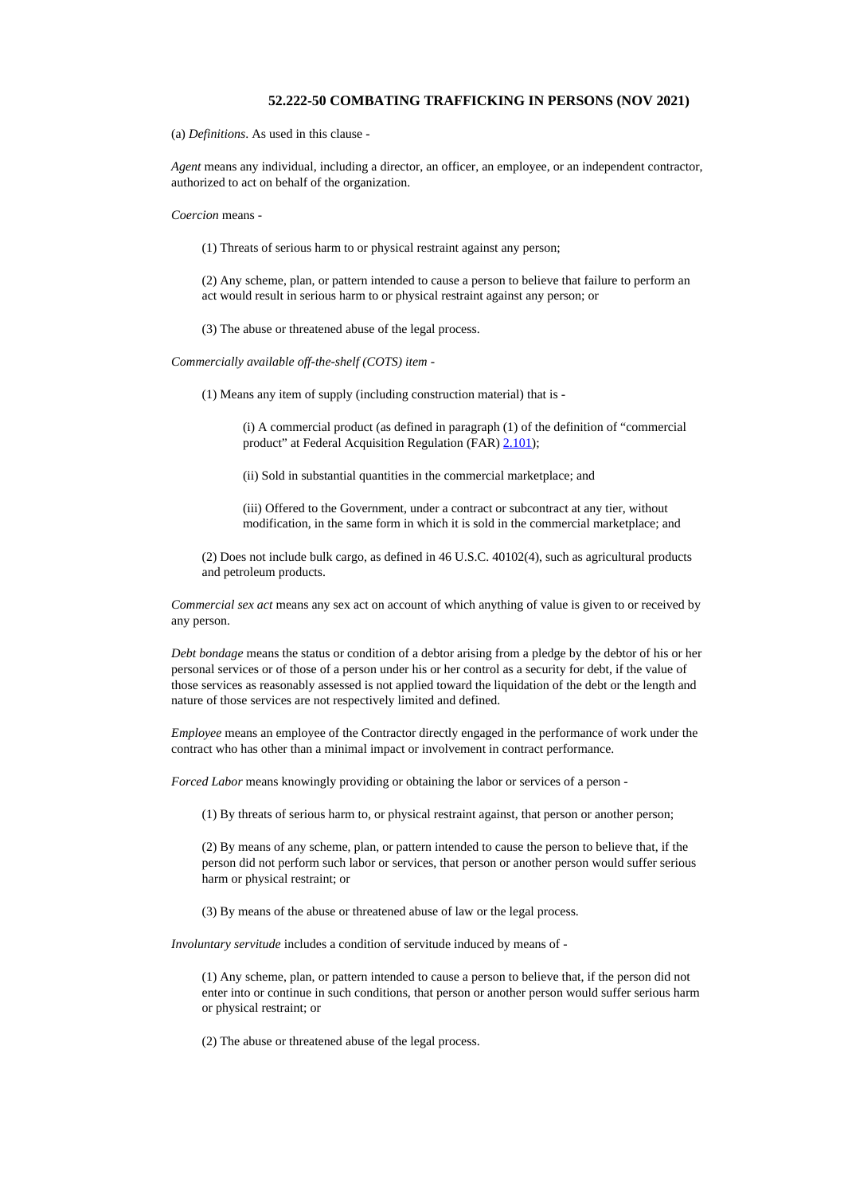# 52.222-50 COMBATING TRAFFICKING IN PERSONS (NOV 2021)

(a) *Definitions*. As used in this clause -

*Agent* means any individual, including a director, an officer, an employee, or an independent contractor, authorized to act on behalf of the organization.

*Coercion* means -

(1) Threats of serious harm to or physical restraint against any person;

(2) Any scheme, plan, or pattern intended to cause a person to believe that failure to perform an act would result in serious harm to or physical restraint against any person; or

(3) The abuse or threatened abuse of the legal process.

*Commercially available off-the-shelf (COTS) item* -

(1) Means any item of supply (including construction material) that is -

(i) A commercial product (as defined in paragraph (1) of the definition of "commercial product" at Federal Acquisition Regulation (FAR) 2.101);

(ii) Sold in substantial quantities in the commercial marketplace; and

(iii) Offered to the Government, under a contract or subcontract at any tier, without modification, in the same form in which it is sold in the commercial marketplace; and

(2) Does not include bulk cargo, as defined in 46 U.S.C. 40102(4), such as agricultural products and petroleum products.

*Commercial sex act* means any sex act on account of which anything of value is given to or received by any person.

*Debt bondage* means the status or condition of a debtor arising from a pledge by the debtor of his or her personal services or of those of a person under his or her control as a security for debt, if the value of those services as reasonably assessed is not applied toward the liquidation of the debt or the length and nature of those services are not respectively limited and defined.

*Employee* means an employee of the Contractor directly engaged in the performance of work under the contract who has other than a minimal impact or involvement in contract performance.

*Forced Labor* means knowingly providing or obtaining the labor or services of a person -

(1) By threats of serious harm to, or physical restraint against, that person or another person;

(2) By means of any scheme, plan, or pattern intended to cause the person to believe that, if the person did not perform such labor or services, that person or another person would suffer serious harm or physical restraint; or

(3) By means of the abuse or threatened abuse of law or the legal process.

*Involuntary servitude* includes a condition of servitude induced by means of -

(1) Any scheme, plan, or pattern intended to cause a person to believe that, if the person did not enter into or continue in such conditions, that person or another person would suffer serious harm or physical restraint; or

(2) The abuse or threatened abuse of the legal process.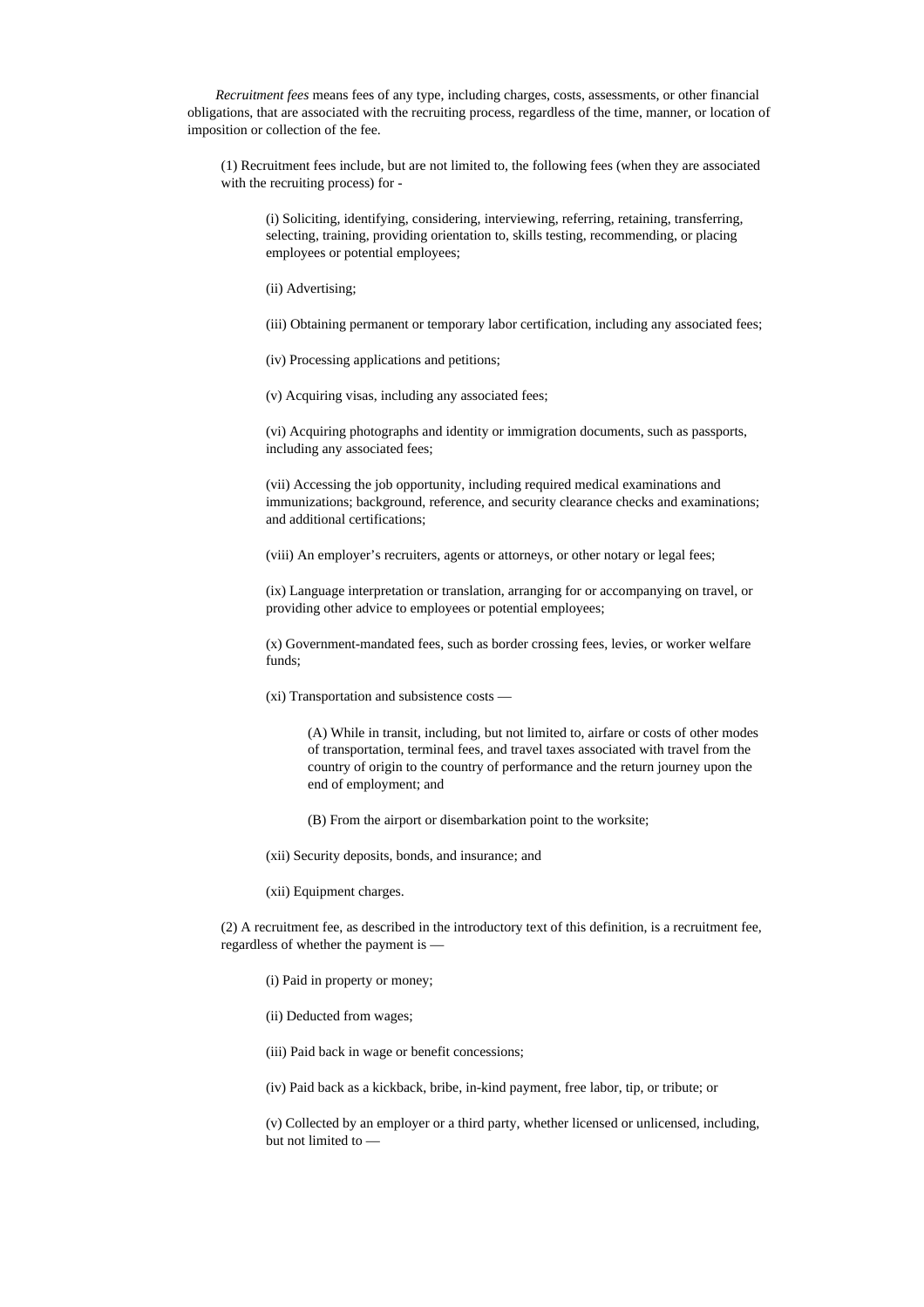*Recruitment fees* means fees of any type, including charges, costs, assessments, or other financial obligations, that are associated with the recruiting process, regardless of the time, manner, or location of imposition or collection of the fee.

(1) Recruitment fees include, but are not limited to, the following fees (when they are associated with the recruiting process) for -

(i) Soliciting, identifying, considering, interviewing, referring, retaining, transferring, selecting, training, providing orientation to, skills testing, recommending, or placing employees or potential employees;

(ii) Advertising;

(iii) Obtaining permanent or temporary labor certification, including any associated fees;

(iv) Processing applications and petitions;

(v) Acquiring visas, including any associated fees;

(vi) Acquiring photographs and identity or immigration documents, such as passports, including any associated fees;

(vii) Accessing the job opportunity, including required medical examinations and immunizations; background, reference, and security clearance checks and examinations; and additional certifications;

(viii) An employer's recruiters, agents or attorneys, or other notary or legal fees;

(ix) Language interpretation or translation, arranging for or accompanying on travel, or providing other advice to employees or potential employees;

(x) Government-mandated fees, such as border crossing fees, levies, or worker welfare funds;

(xi) Transportation and subsistence costs —

(A) While in transit, including, but not limited to, airfare or costs of other modes of transportation, terminal fees, and travel taxes associated with travel from the country of origin to the country of performance and the return journey upon the end of employment; and

(B) From the airport or disembarkation point to the worksite;

(xii) Security deposits, bonds, and insurance; and

(xii) Equipment charges.

(2) A recruitment fee, as described in the introductory text of this definition, is a recruitment fee, regardless of whether the payment is —

(i) Paid in property or money;

(ii) Deducted from wages;

(iii) Paid back in wage or benefit concessions;

(iv) Paid back as a kickback, bribe, in-kind payment, free labor, tip, or tribute; or

(v) Collected by an employer or a third party, whether licensed or unlicensed, including, but not limited to —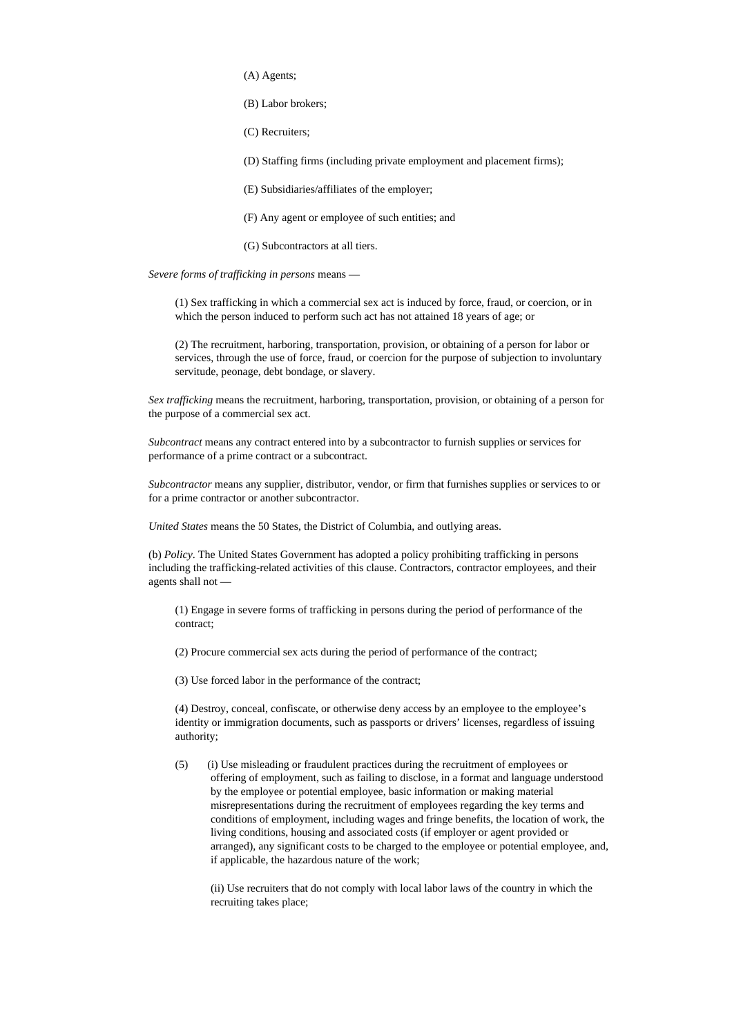(A) Agents;

(B) Labor brokers;

(C) Recruiters;

(D) Staffing firms (including private employment and placement firms);

(E) Subsidiaries/affiliates of the employer;

(F) Any agent or employee of such entities; and

(G) Subcontractors at all tiers.

*Severe forms of trafficking in persons* means —

(1) Sex trafficking in which a commercial sex act is induced by force, fraud, or coercion, or in which the person induced to perform such act has not attained 18 years of age; or

(2) The recruitment, harboring, transportation, provision, or obtaining of a person for labor or services, through the use of force, fraud, or coercion for the purpose of subjection to involuntary servitude, peonage, debt bondage, or slavery.

*Sex trafficking* means the recruitment, harboring, transportation, provision, or obtaining of a person for the purpose of a commercial sex act.

*Subcontract* means any contract entered into by a subcontractor to furnish supplies or services for performance of a prime contract or a subcontract.

*Subcontractor* means any supplier, distributor, vendor, or firm that furnishes supplies or services to or for a prime contractor or another subcontractor.

*United States* means the 50 States, the District of Columbia, and outlying areas.

(b) *Policy*. The United States Government has adopted a policy prohibiting trafficking in persons including the trafficking-related activities of this clause. Contractors, contractor employees, and their agents shall not —

(1) Engage in severe forms of trafficking in persons during the period of performance of the contract;

(2) Procure commercial sex acts during the period of performance of the contract;

(3) Use forced labor in the performance of the contract;

(4) Destroy, conceal, confiscate, or otherwise deny access by an employee to the employee's identity or immigration documents, such as passports or drivers' licenses, regardless of issuing authority;

(5) (i) Use misleading or fraudulent practices during the recruitment of employees or offering of employment, such as failing to disclose, in a format and language understood by the employee or potential employee, basic information or making material misrepresentations during the recruitment of employees regarding the key terms and conditions of employment, including wages and fringe benefits, the location of work, the living conditions, housing and associated costs (if employer or agent provided or arranged), any significant costs to be charged to the employee or potential employee, and, if applicable, the hazardous nature of the work;

(ii) Use recruiters that do not comply with local labor laws of the country in which the recruiting takes place;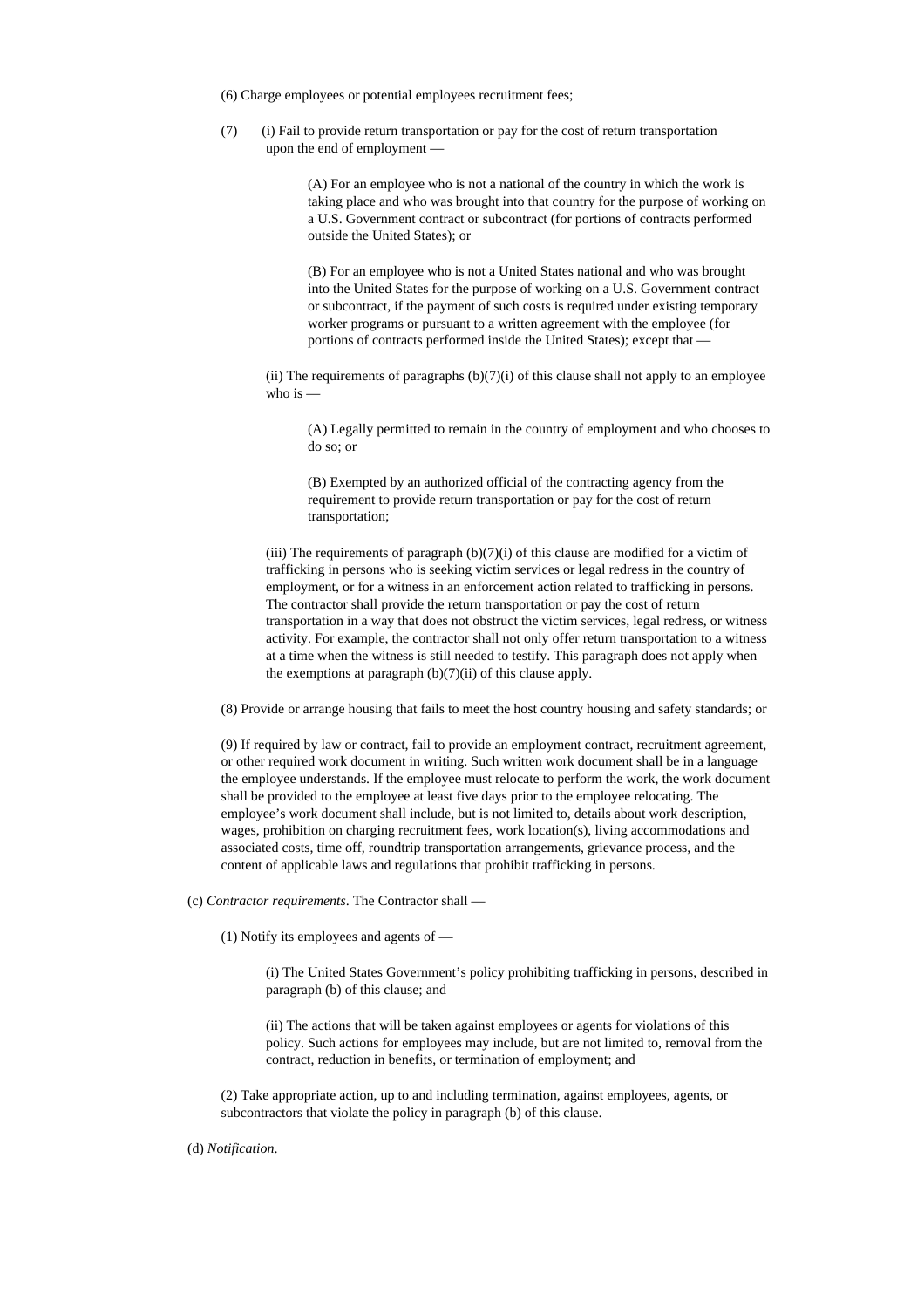(6) Charge employees or potential employees recruitment fees;

(7) (i) Fail to provide return transportation or pay for the cost of return transportation upon the end of employment —

(A) For an employee who is not a national of the country in which the work is taking place and who was brought into that country for the purpose of working on a U.S. Government contract or subcontract (for portions of contracts performed outside the United States); or

(B) For an employee who is not a United States national and who was brought into the United States for the purpose of working on a U.S. Government contract or subcontract, if the payment of such costs is required under existing temporary worker programs or pursuant to a written agreement with the employee (for portions of contracts performed inside the United States); except that —

(ii) The requirements of paragraphs (b)(7)(i) of this clause shall not apply to an employee who is —

(A) Legally permitted to remain in the country of employment and who chooses to do so; or

(B) Exempted by an authorized official of the contracting agency from the requirement to provide return transportation or pay for the cost of return transportation;

(iii) The requirements of paragraph (b)(7)(i) of this clause are modified for a victim of trafficking in persons who is seeking victim services or legal redress in the country of employment, or for a witness in an enforcement action related to trafficking in persons. The contractor shall provide the return transportation or pay the cost of return transportation in a way that does not obstruct the victim services, legal redress, or witness activity. For example, the contractor shall not only offer return transportation to a witness at a time when the witness is still needed to testify. This paragraph does not apply when the exemptions at paragraph (b)(7)(ii) of this clause apply.

(8) Provide or arrange housing that fails to meet the host country housing and safety standards; or

(9) If required by law or contract, fail to provide an employment contract, recruitment agreement, or other required work document in writing. Such written work document shall be in a language the employee understands. If the employee must relocate to perform the work, the work document shall be provided to the employee at least five days prior to the employee relocating. The employee's work document shall include, but is not limited to, details about work description, wages, prohibition on charging recruitment fees, work location(s), living accommodations and associated costs, time off, roundtrip transportation arrangements, grievance process, and the content of applicable laws and regulations that prohibit trafficking in persons.

(c) *Contractor requirements*. The Contractor shall —

(1) Notify its employees and agents of —

(i) The United States Government's policy prohibiting trafficking in persons, described in paragraph (b) of this clause; and

(ii) The actions that will be taken against employees or agents for violations of this policy. Such actions for employees may include, but are not limited to, removal from the contract, reduction in benefits, or termination of employment; and

(2) Take appropriate action, up to and including termination, against employees, agents, or subcontractors that violate the policy in paragraph (b) of this clause.

(d) *Notification*.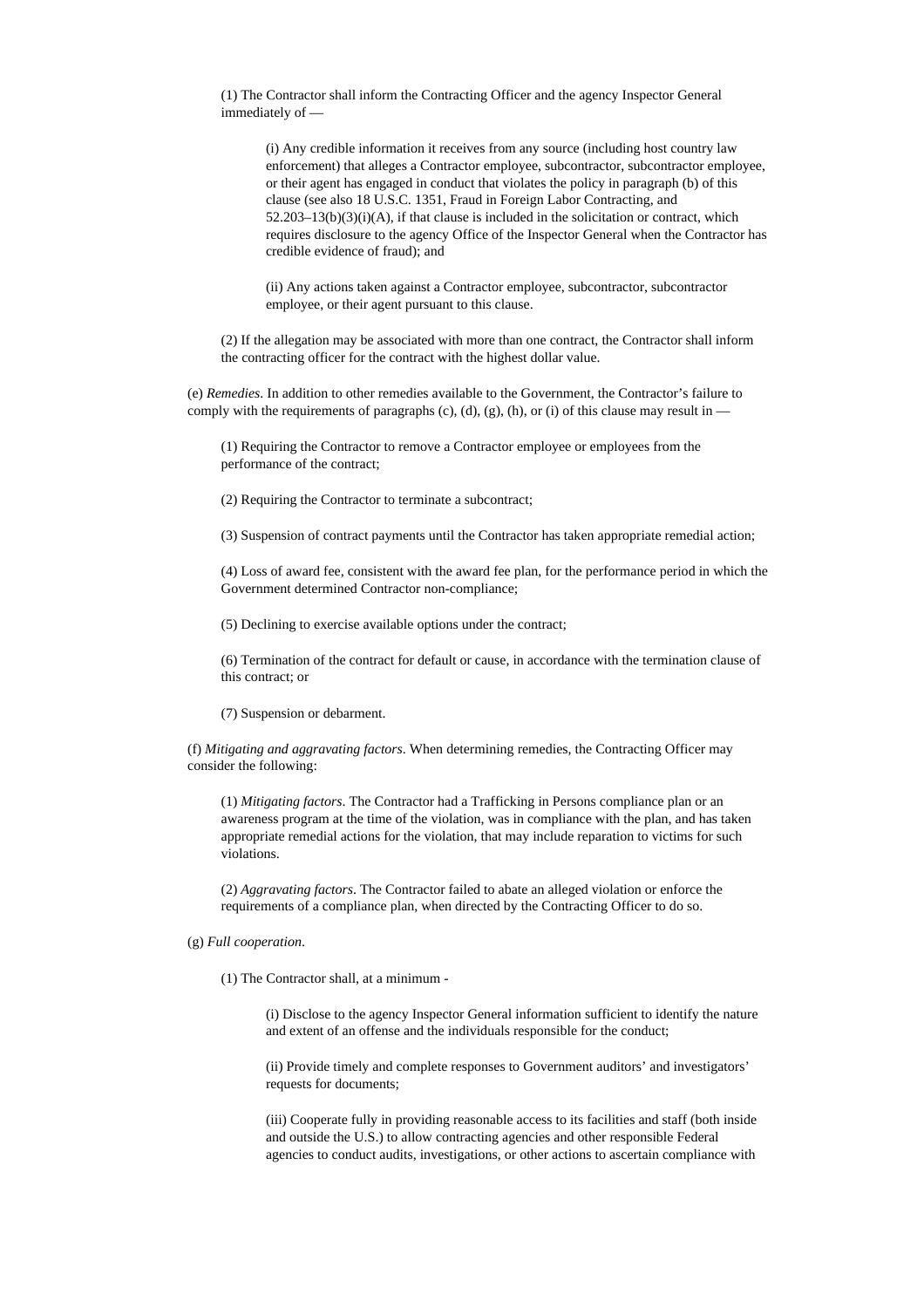(1) The Contractor shall inform the Contracting Officer and the agency Inspector General immediately of —

(i) Any credible information it receives from any source (including host country law enforcement) that alleges a Contractor employee, subcontractor, subcontractor employee, or their agent has engaged in conduct that violates the policy in paragraph (b) of this clause (see also 18 U.S.C. 1351, Fraud in Foreign Labor Contracting, and 52.203–13(b)(3)(i)(A), if that clause is included in the solicitation or contract, which requires disclosure to the agency Office of the Inspector General when the Contractor has credible evidence of fraud); and

(ii) Any actions taken against a Contractor employee, subcontractor, subcontractor employee, or their agent pursuant to this clause.

(2) If the allegation may be associated with more than one contract, the Contractor shall inform the contracting officer for the contract with the highest dollar value.

(e) *Remedies*. In addition to other remedies available to the Government, the Contractor's failure to comply with the requirements of paragraphs (c), (d), (g), (h), or (i) of this clause may result in —

(1) Requiring the Contractor to remove a Contractor employee or employees from the performance of the contract;

(2) Requiring the Contractor to terminate a subcontract;

(3) Suspension of contract payments until the Contractor has taken appropriate remedial action;

(4) Loss of award fee, consistent with the award fee plan, for the performance period in which the Government determined Contractor non-compliance;

(5) Declining to exercise available options under the contract;

(6) Termination of the contract for default or cause, in accordance with the termination clause of this contract; or

(7) Suspension or debarment.

(f) *Mitigating and aggravating factors*. When determining remedies, the Contracting Officer may consider the following:

(1) *Mitigating factors*. The Contractor had a Trafficking in Persons compliance plan or an awareness program at the time of the violation, was in compliance with the plan, and has taken appropriate remedial actions for the violation, that may include reparation to victims for such violations.

(2) *Aggravating factors*. The Contractor failed to abate an alleged violation or enforce the requirements of a compliance plan, when directed by the Contracting Officer to do so.

(g) *Full cooperation*.

(1) The Contractor shall, at a minimum -

(i) Disclose to the agency Inspector General information sufficient to identify the nature and extent of an offense and the individuals responsible for the conduct;

(ii) Provide timely and complete responses to Government auditors' and investigators' requests for documents;

(iii) Cooperate fully in providing reasonable access to its facilities and staff (both inside and outside the U.S.) to allow contracting agencies and other responsible Federal agencies to conduct audits, investigations, or other actions to ascertain compliance with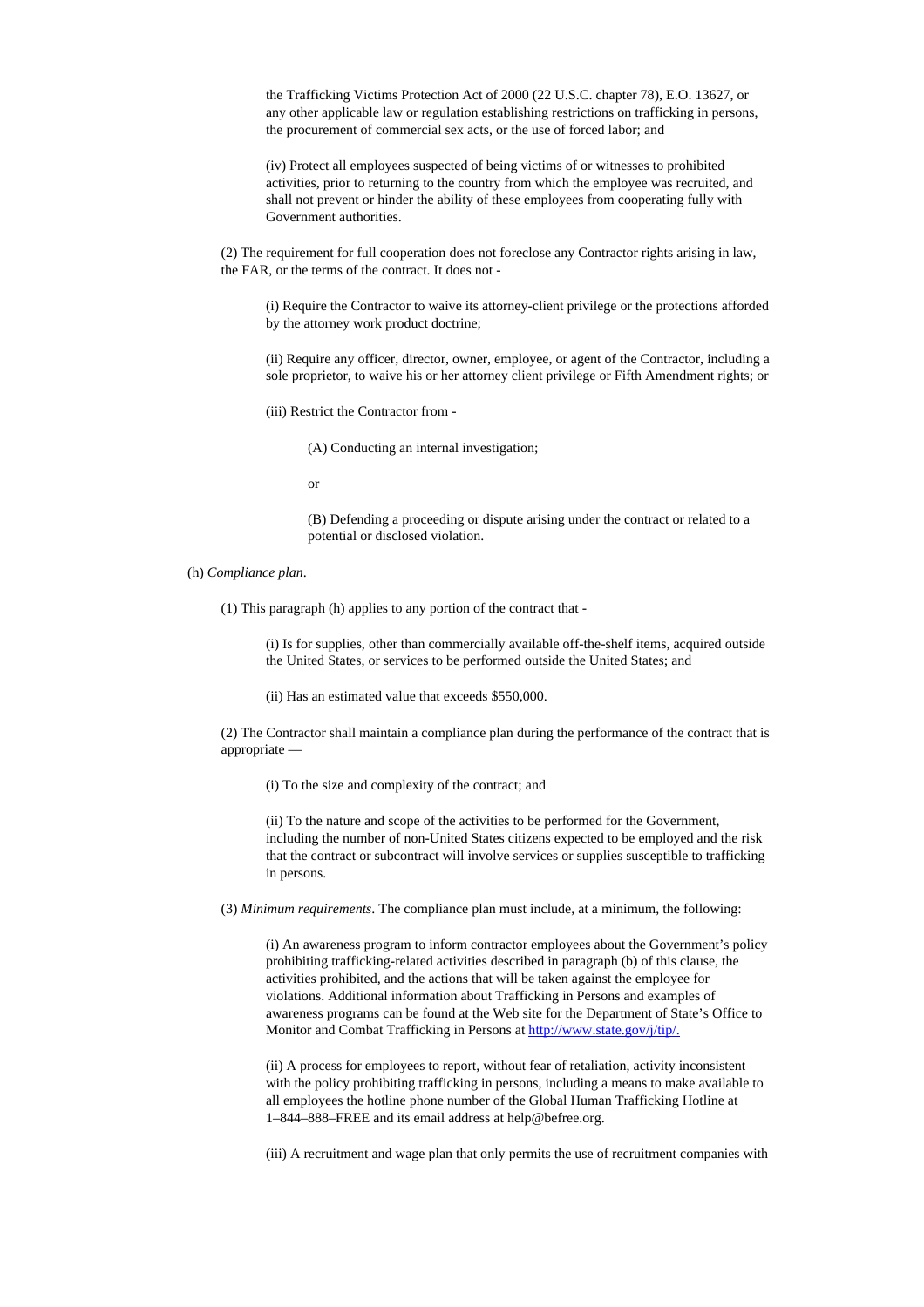the Trafficking Victims Protection Act of 2000 (22 U.S.C. chapter 78), E.O. 13627, or any other applicable law or regulation establishing restrictions on trafficking in persons, the procurement of commercial sex acts, or the use of forced labor; and

(iv) Protect all employees suspected of being victims of or witnesses to prohibited activities, prior to returning to the country from which the employee was recruited, and shall not prevent or hinder the ability of these employees from cooperating fully with Government authorities.

(2) The requirement for full cooperation does not foreclose any Contractor rights arising in law, the FAR, or the terms of the contract. It does not -

(i) Require the Contractor to waive its attorney-client privilege or the protections afforded by the attorney work product doctrine;

(ii) Require any officer, director, owner, employee, or agent of the Contractor, including a sole proprietor, to waive his or her attorney client privilege or Fifth Amendment rights; or

(iii) Restrict the Contractor from -

(A) Conducting an internal investigation;

or

(B) Defending a proceeding or dispute arising under the contract or related to a potential or disclosed violation.

(h) *Compliance plan*.

(1) This paragraph (h) applies to any portion of the contract that -

(i) Is for supplies, other than commercially available off-the-shelf items, acquired outside the United States, or services to be performed outside the United States; and

(ii) Has an estimated value that exceeds $550,000.

(2) The Contractor shall maintain a compliance plan during the performance of the contract that is appropriate —

(i) To the size and complexity of the contract; and

(ii) To the nature and scope of the activities to be performed for the Government, including the number of non-United States citizens expected to be employed and the risk that the contract or subcontract will involve services or supplies susceptible to trafficking in persons.

(3) *Minimum requirements*. The compliance plan must include, at a minimum, the following:

(i) An awareness program to inform contractor employees about the Government's policy prohibiting trafficking-related activities described in paragraph (b) of this clause, the activities prohibited, and the actions that will be taken against the employee for violations. Additional information about Trafficking in Persons and examples of awareness programs can be found at the Web site for the Department of State's Office to Monitor and Combat Trafficking in Persons at [http://www.state.gov/j/tip/.](http://www.state.gov/j/tip/)

(ii) A process for employees to report, without fear of retaliation, activity inconsistent with the policy prohibiting trafficking in persons, including a means to make available to all employees the hotline phone number of the Global Human Trafficking Hotline at 1–844–888–FREE and its email address at help@befree.org.

(iii) A recruitment and wage plan that only permits the use of recruitment companies with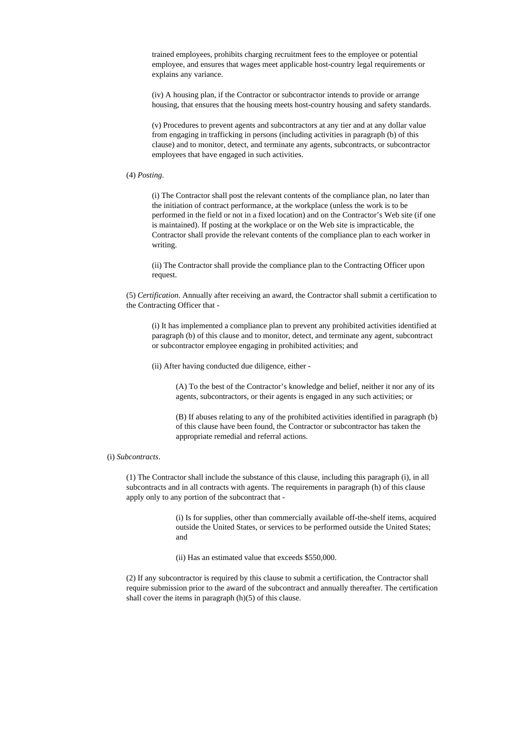trained employees, prohibits charging recruitment fees to the employee or potential employee, and ensures that wages meet applicable host-country legal requirements or explains any variance.

(iv) A housing plan, if the Contractor or subcontractor intends to provide or arrange housing, that ensures that the housing meets host-country housing and safety standards.

(v) Procedures to prevent agents and subcontractors at any tier and at any dollar value from engaging in trafficking in persons (including activities in paragraph (b) of this clause) and to monitor, detect, and terminate any agents, subcontracts, or subcontractor employees that have engaged in such activities.

(4) *Posting*.

(i) The Contractor shall post the relevant contents of the compliance plan, no later than the initiation of contract performance, at the workplace (unless the work is to be performed in the field or not in a fixed location) and on the Contractor's Web site (if one is maintained). If posting at the workplace or on the Web site is impracticable, the Contractor shall provide the relevant contents of the compliance plan to each worker in writing.

(ii) The Contractor shall provide the compliance plan to the Contracting Officer upon request.

(5) *Certification*. Annually after receiving an award, the Contractor shall submit a certification to the Contracting Officer that -

(i) It has implemented a compliance plan to prevent any prohibited activities identified at paragraph (b) of this clause and to monitor, detect, and terminate any agent, subcontract or subcontractor employee engaging in prohibited activities; and

(ii) After having conducted due diligence, either -

(A) To the best of the Contractor's knowledge and belief, neither it nor any of its agents, subcontractors, or their agents is engaged in any such activities; or

(B) If abuses relating to any of the prohibited activities identified in paragraph (b) of this clause have been found, the Contractor or subcontractor has taken the appropriate remedial and referral actions.

(i) *Subcontracts*.

(1) The Contractor shall include the substance of this clause, including this paragraph (i), in all subcontracts and in all contracts with agents. The requirements in paragraph (h) of this clause apply only to any portion of the subcontract that -

(i) Is for supplies, other than commercially available off-the-shelf items, acquired outside the United States, or services to be performed outside the United States; and

(ii) Has an estimated value that exceeds $550,000.

(2) If any subcontractor is required by this clause to submit a certification, the Contractor shall require submission prior to the award of the subcontract and annually thereafter. The certification shall cover the items in paragraph (h)(5) of this clause.